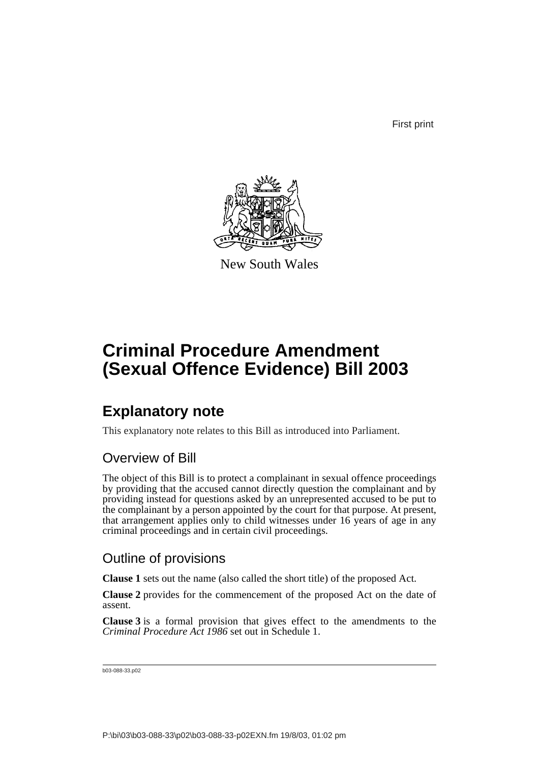First print

New South Wales

# Criminal Procedure Amendment (Sexual Offence Evidence) Bill 2003

## Explanatory note

This explanatory note relates to this Bill as introduced into Parliament.

### Overview of Bill

The object of this Bill is to protect a complainant in sexual offence proceedings by providing that the accused cannot directly question the complainant and by providing instead for questions asked by an unrepresented accused to be put to the complainant by a person appointed by the court for that purpose. At present, that arrangement applies only to child witnesses under 16 years of age in any criminal proceedings and in certain civil proceedings.

### Outline of provisions

**Clause 1** sets out the name (also called the short title) of the proposed Act.

**Clause 2** provides for the commencement of the proposed Act on the date of assent.

**Clause 3** is a formal provision that gives effect to the amendments to the *Criminal Procedure Act 1986* set out in Schedule 1.

b03-088-33.p02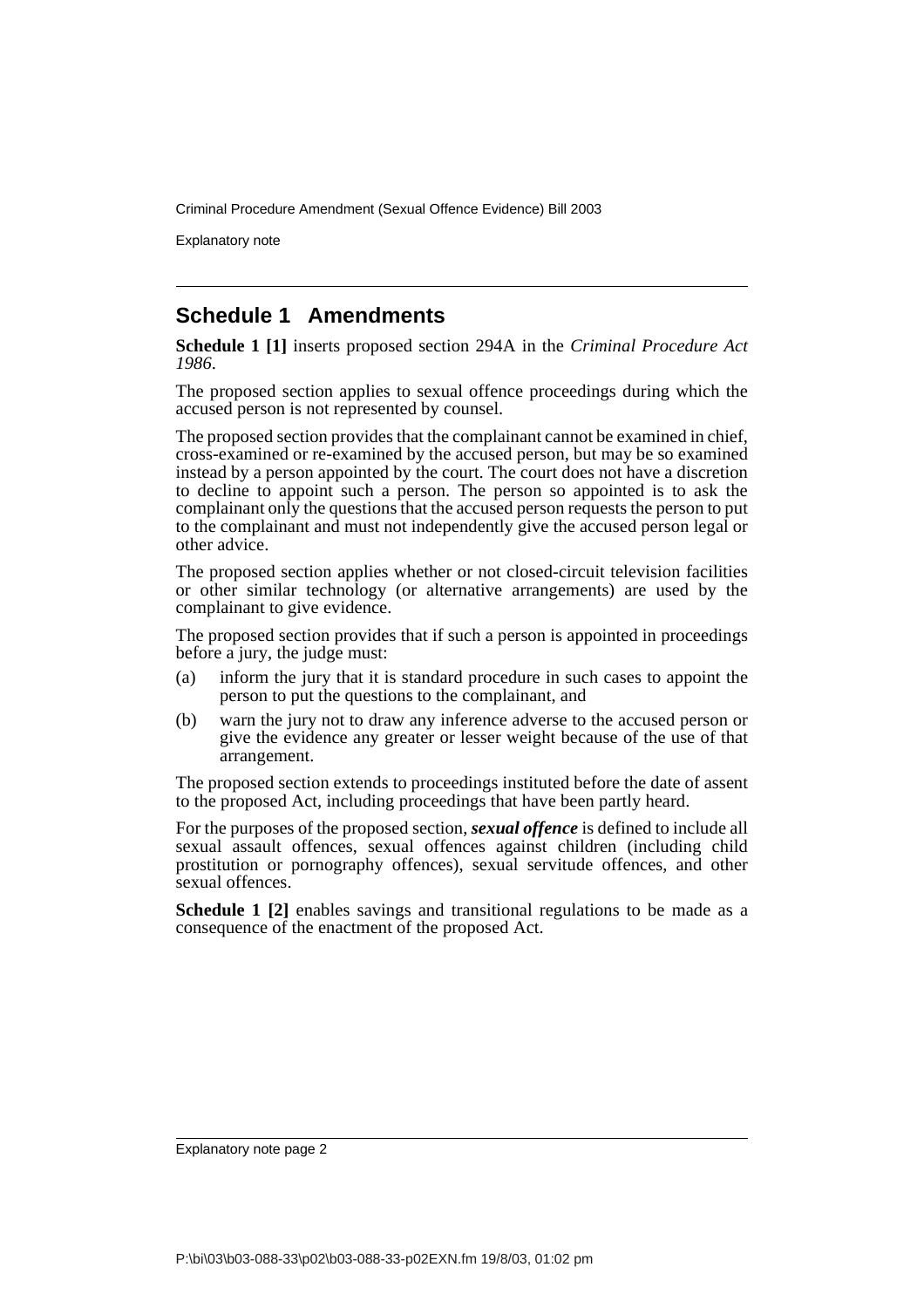## Schedule 1 Amendments

**Schedule 1 [1]** inserts proposed section 294A in the *Criminal Procedure Act 1986*.

The proposed section applies to sexual offence proceedings during which the accused person is not represented by counsel.

The proposed section provides that the complainant cannot be examined in chief, cross-examined or re-examined by the accused person, but may be so examined instead by a person appointed by the court. The court does not have a discretion to decline to appoint such a person. The person so appointed is to ask the complainant only the questions that the accused person requests the person to put to the complainant and must not independently give the accused person legal or other advice.

The proposed section applies whether or not closed-circuit television facilities or other similar technology (or alternative arrangements) are used by the complainant to give evidence.

The proposed section provides that if such a person is appointed in proceedings before a jury, the judge must:

(a) inform the jury that it is standard procedure in such cases to appoint the person to put the questions to the complainant, and

(b) warn the jury not to draw any inference adverse to the accused person or give the evidence any greater or lesser weight because of the use of that arrangement.

The proposed section extends to proceedings instituted before the date of assent to the proposed Act, including proceedings that have been partly heard.

For the purposes of the proposed section, ***sexual offence*** is defined to include all sexual assault offences, sexual offences against children (including child prostitution or pornography offences), sexual servitude offences, and other sexual offences.

**Schedule 1 [2]** enables savings and transitional regulations to be made as a consequence of the enactment of the proposed Act.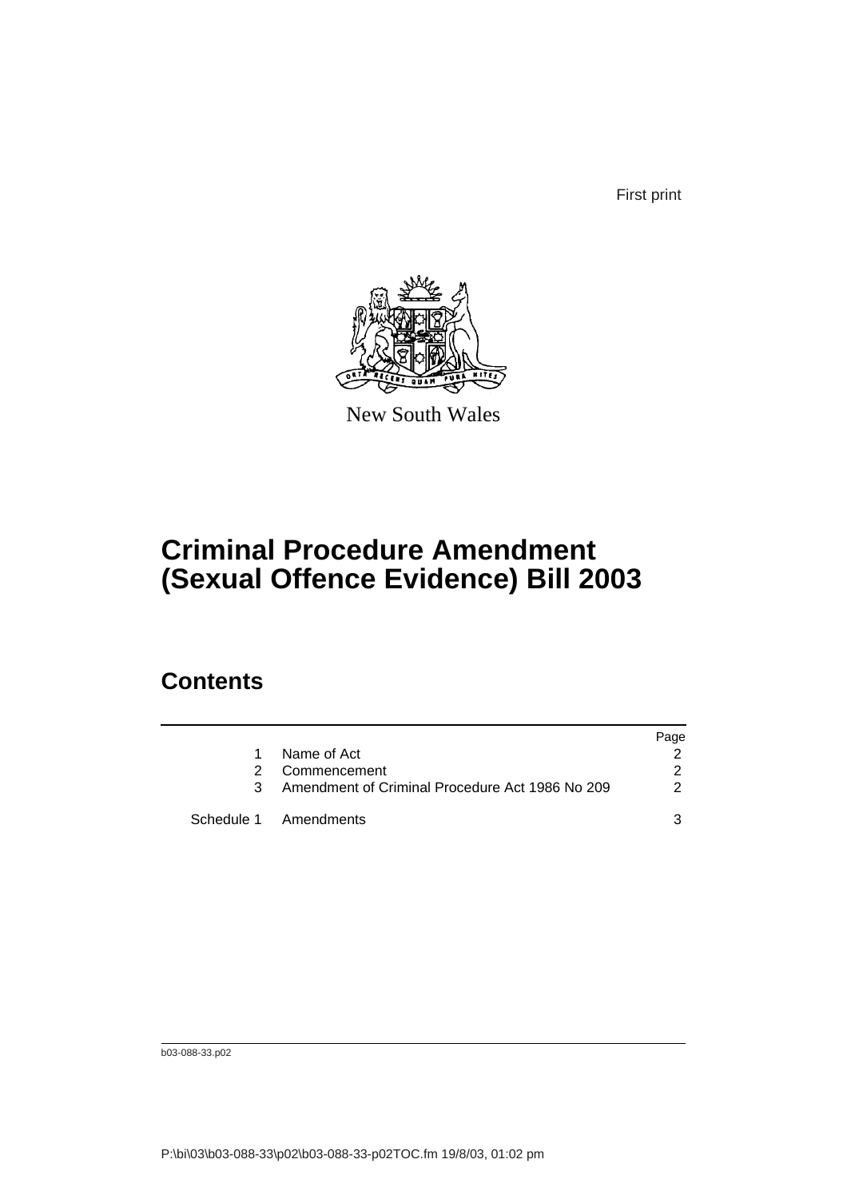First print

New South Wales

# Criminal Procedure Amendment (Sexual Offence Evidence) Bill 2003

## Contents

| | | Page |
|---|---|---|
| 1 | Name of Act | 2 |
| 2 | Commencement | 2 |
| 3 | Amendment of Criminal Procedure Act 1986 No 209 | 2 |
| Schedule 1 | Amendments | 3 |

b03-088-33.p02

P:\bi\03\b03-088-33\p02\b03-088-33-p02TOC.fm 19/8/03, 01:02 pm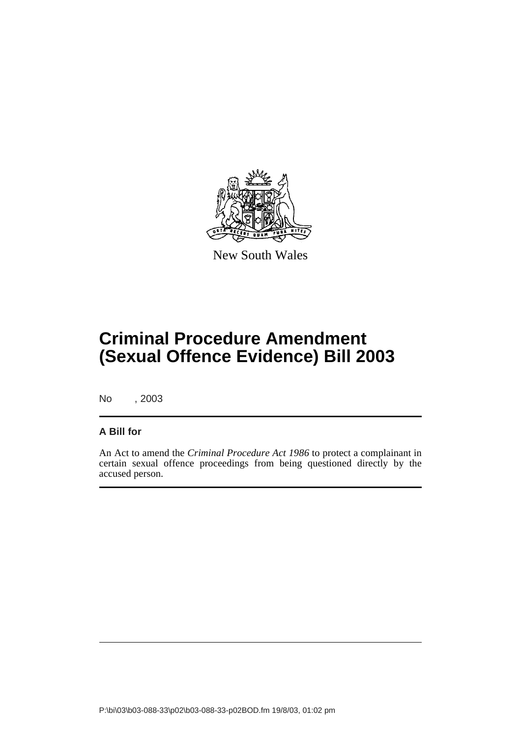New South Wales

# Criminal Procedure Amendment (Sexual Offence Evidence) Bill 2003

No , 2003

**A Bill for**

An Act to amend the *Criminal Procedure Act 1986* to protect a complainant in certain sexual offence proceedings from being questioned directly by the accused person.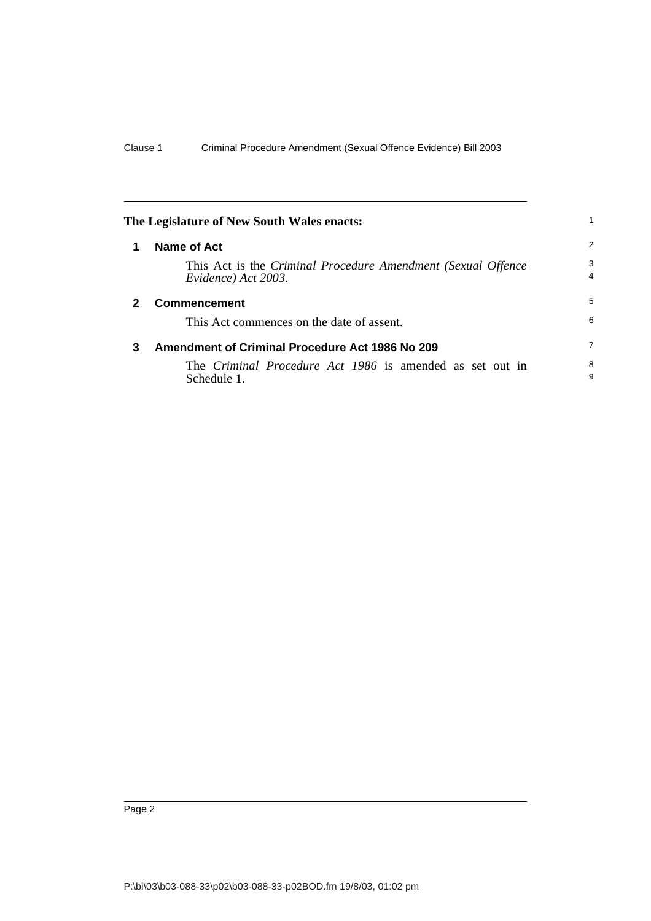The Legislature of New South Wales enacts:

## 1 Name of Act

This Act is the *Criminal Procedure Amendment (Sexual Offence Evidence) Act 2003*.

## 2 Commencement

This Act commences on the date of assent.

## 3 Amendment of Criminal Procedure Act 1986 No 209

The *Criminal Procedure Act 1986* is amended as set out in Schedule 1.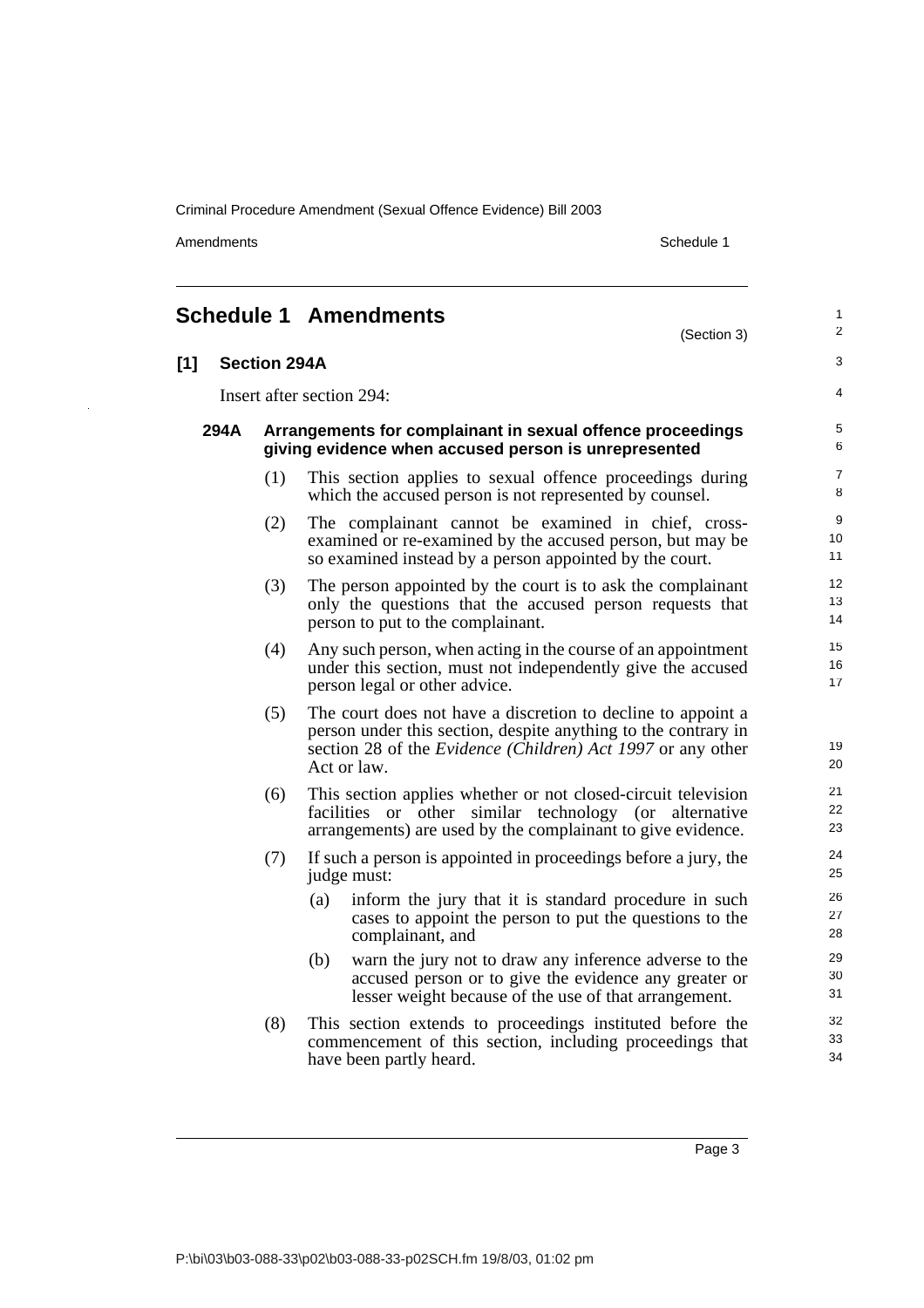# Schedule 1 Amendments

(Section 3)

## [1] Section 294A

Insert after section 294:

### 294A Arrangements for complainant in sexual offence proceedings giving evidence when accused person is unrepresented

(1) This section applies to sexual offence proceedings during which the accused person is not represented by counsel.

(2) The complainant cannot be examined in chief, cross-examined or re-examined by the accused person, but may be so examined instead by a person appointed by the court.

(3) The person appointed by the court is to ask the complainant only the questions that the accused person requests that person to put to the complainant.

(4) Any such person, when acting in the course of an appointment under this section, must not independently give the accused person legal or other advice.

(5) The court does not have a discretion to decline to appoint a person under this section, despite anything to the contrary in section 28 of the *Evidence (Children) Act 1997* or any other Act or law.

(6) This section applies whether or not closed-circuit television facilities or other similar technology (or alternative arrangements) are used by the complainant to give evidence.

(7) If such a person is appointed in proceedings before a jury, the judge must:

- (a) inform the jury that it is standard procedure in such cases to appoint the person to put the questions to the complainant, and
- (b) warn the jury not to draw any inference adverse to the accused person or to give the evidence any greater or lesser weight because of the use of that arrangement.

(8) This section extends to proceedings instituted before the commencement of this section, including proceedings that have been partly heard.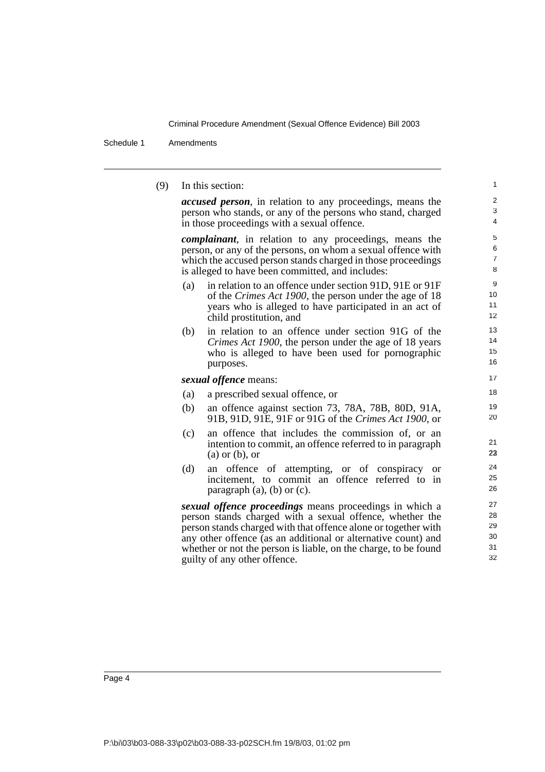(9) In this section:

***accused person***, in relation to any proceedings, means the person who stands, or any of the persons who stand, charged in those proceedings with a sexual offence.

***complainant***, in relation to any proceedings, means the person, or any of the persons, on whom a sexual offence with which the accused person stands charged in those proceedings is alleged to have been committed, and includes:

- (a) in relation to an offence under section 91D, 91E or 91F of the *Crimes Act 1900*, the person under the age of 18 years who is alleged to have participated in an act of child prostitution, and
- (b) in relation to an offence under section 91G of the *Crimes Act 1900*, the person under the age of 18 years who is alleged to have been used for pornographic purposes.

***sexual offence*** means:

- (a) a prescribed sexual offence, or
- (b) an offence against section 73, 78A, 78B, 80D, 91A, 91B, 91D, 91E, 91F or 91G of the *Crimes Act 1900*, or
- (c) an offence that includes the commission of, or an intention to commit, an offence referred to in paragraph (a) or (b), or
- (d) an offence of attempting, or of conspiracy or incitement, to commit an offence referred to in paragraph (a), (b) or (c).

***sexual offence proceedings*** means proceedings in which a person stands charged with a sexual offence, whether the person stands charged with that offence alone or together with any other offence (as an additional or alternative count) and whether or not the person is liable, on the charge, to be found guilty of any other offence.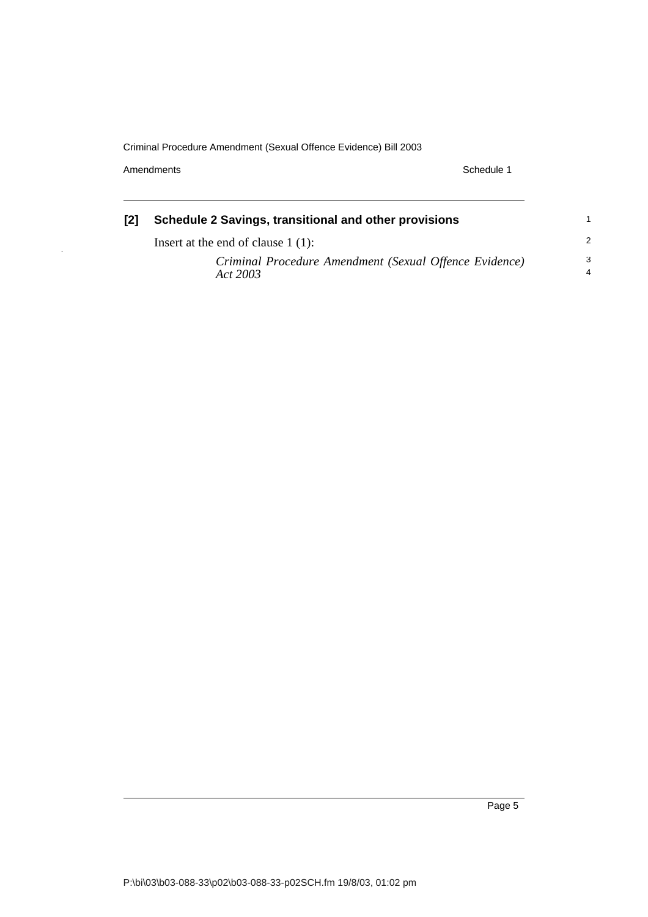## [2] Schedule 2 Savings, transitional and other provisions

Insert at the end of clause 1 (1):

*Criminal Procedure Amendment (Sexual Offence Evidence) Act 2003*